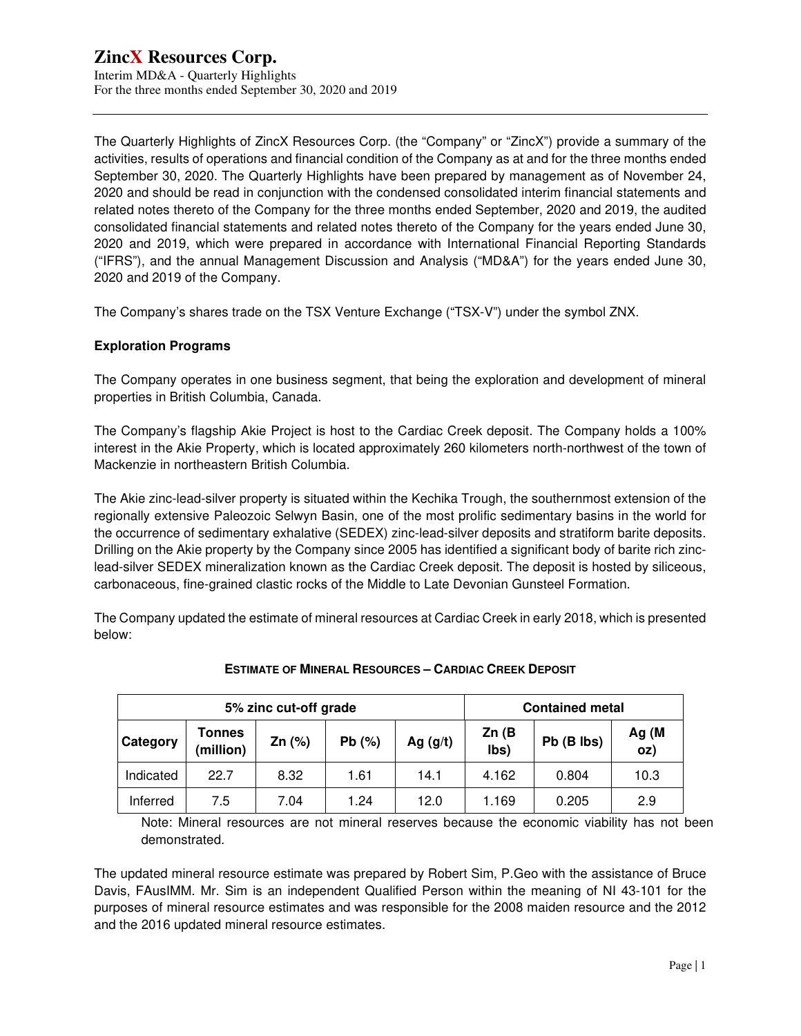# ZincX Resources Corp.

Interim MD&A - Quarterly Highlights
For the three months ended September 30, 2020 and 2019

The Quarterly Highlights of ZincX Resources Corp. (the "Company" or "ZincX") provide a summary of the activities, results of operations and financial condition of the Company as at and for the three months ended September 30, 2020. The Quarterly Highlights have been prepared by management as of November 24, 2020 and should be read in conjunction with the condensed consolidated interim financial statements and related notes thereto of the Company for the three months ended September, 2020 and 2019, the audited consolidated financial statements and related notes thereto of the Company for the years ended June 30, 2020 and 2019, which were prepared in accordance with International Financial Reporting Standards ("IFRS"), and the annual Management Discussion and Analysis ("MD&A") for the years ended June 30, 2020 and 2019 of the Company.

The Company's shares trade on the TSX Venture Exchange ("TSX-V") under the symbol ZNX.

**Exploration Programs**

The Company operates in one business segment, that being the exploration and development of mineral properties in British Columbia, Canada.

The Company's flagship Akie Project is host to the Cardiac Creek deposit. The Company holds a 100% interest in the Akie Property, which is located approximately 260 kilometers north-northwest of the town of Mackenzie in northeastern British Columbia.

The Akie zinc-lead-silver property is situated within the Kechika Trough, the southernmost extension of the regionally extensive Paleozoic Selwyn Basin, one of the most prolific sedimentary basins in the world for the occurrence of sedimentary exhalative (SEDEX) zinc-lead-silver deposits and stratiform barite deposits. Drilling on the Akie property by the Company since 2005 has identified a significant body of barite rich zinc-lead-silver SEDEX mineralization known as the Cardiac Creek deposit. The deposit is hosted by siliceous, carbonaceous, fine-grained clastic rocks of the Middle to Late Devonian Gunsteel Formation.

The Company updated the estimate of mineral resources at Cardiac Creek in early 2018, which is presented below:

**ESTIMATE OF MINERAL RESOURCES – CARDIAC CREEK DEPOSIT**

| 5% zinc cut-off grade | | | | | Contained metal | | |
|---|---|---|---|---|---|---|---|
| Category | Tonnes (million) | Zn (%) | Pb (%) | Ag (g/t) | Zn (B lbs) | Pb (B lbs) | Ag (M oz) |
| Indicated | 22.7 | 8.32 | 1.61 | 14.1 | 4.162 | 0.804 | 10.3 |
| Inferred | 7.5 | 7.04 | 1.24 | 12.0 | 1.169 | 0.205 | 2.9 |

Note: Mineral resources are not mineral reserves because the economic viability has not been demonstrated.

The updated mineral resource estimate was prepared by Robert Sim, P.Geo with the assistance of Bruce Davis, FAusIMM. Mr. Sim is an independent Qualified Person within the meaning of NI 43-101 for the purposes of mineral resource estimates and was responsible for the 2008 maiden resource and the 2012 and the 2016 updated mineral resource estimates.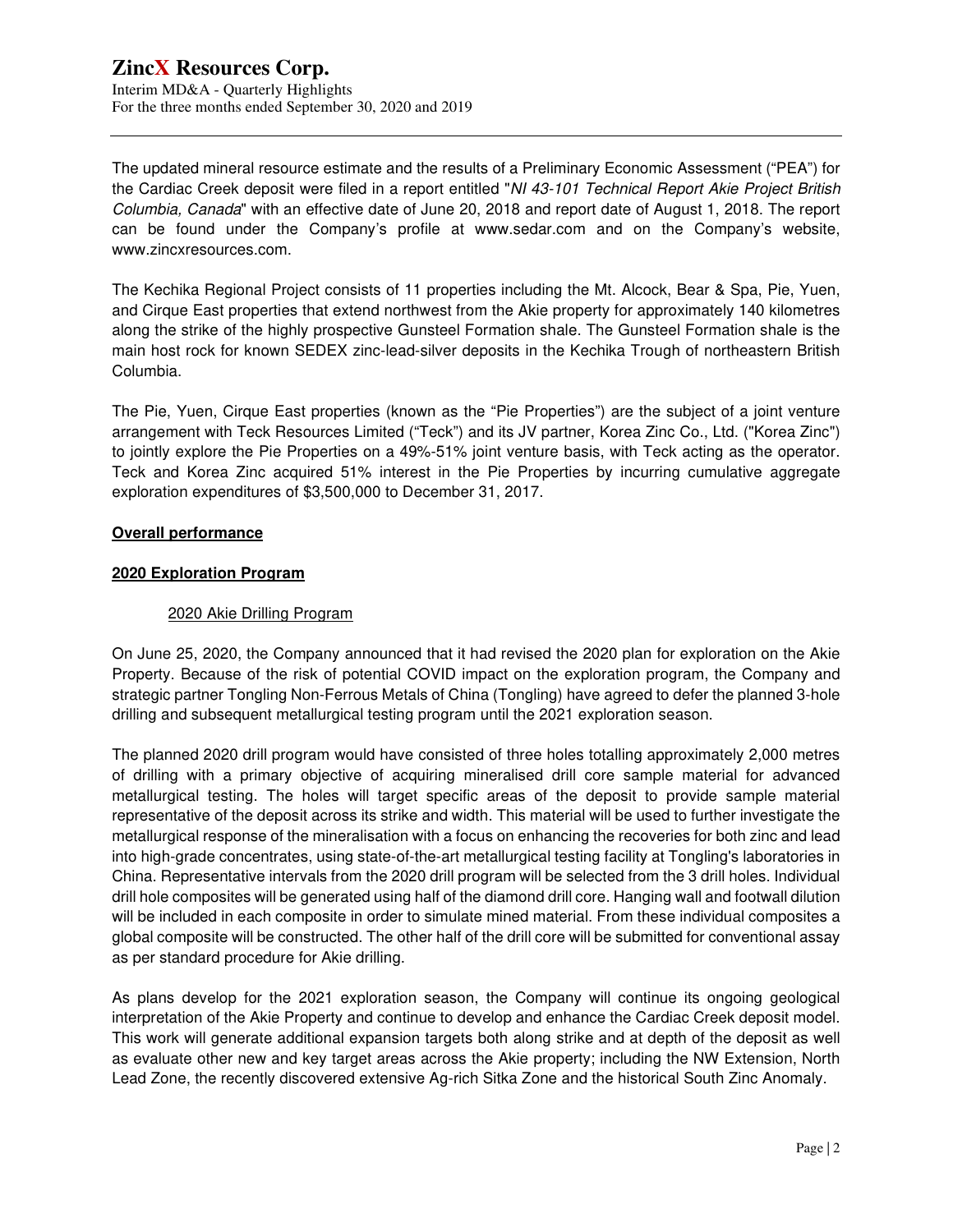The updated mineral resource estimate and the results of a Preliminary Economic Assessment ("PEA") for the Cardiac Creek deposit were filed in a report entitled "*NI 43-101 Technical Report Akie Project British Columbia, Canada*" with an effective date of June 20, 2018 and report date of August 1, 2018. The report can be found under the Company's profile at www.sedar.com and on the Company's website, www.zincxresources.com.

The Kechika Regional Project consists of 11 properties including the Mt. Alcock, Bear & Spa, Pie, Yuen, and Cirque East properties that extend northwest from the Akie property for approximately 140 kilometres along the strike of the highly prospective Gunsteel Formation shale. The Gunsteel Formation shale is the main host rock for known SEDEX zinc-lead-silver deposits in the Kechika Trough of northeastern British Columbia.

The Pie, Yuen, Cirque East properties (known as the "Pie Properties") are the subject of a joint venture arrangement with Teck Resources Limited ("Teck") and its JV partner, Korea Zinc Co., Ltd. ("Korea Zinc") to jointly explore the Pie Properties on a 49%-51% joint venture basis, with Teck acting as the operator. Teck and Korea Zinc acquired 51% interest in the Pie Properties by incurring cumulative aggregate exploration expenditures of $3,500,000 to December 31, 2017.

## **Overall performance**

### **2020 Exploration Program**

#### 2020 Akie Drilling Program

On June 25, 2020, the Company announced that it had revised the 2020 plan for exploration on the Akie Property. Because of the risk of potential COVID impact on the exploration program, the Company and strategic partner Tongling Non-Ferrous Metals of China (Tongling) have agreed to defer the planned 3-hole drilling and subsequent metallurgical testing program until the 2021 exploration season.

The planned 2020 drill program would have consisted of three holes totalling approximately 2,000 metres of drilling with a primary objective of acquiring mineralised drill core sample material for advanced metallurgical testing. The holes will target specific areas of the deposit to provide sample material representative of the deposit across its strike and width. This material will be used to further investigate the metallurgical response of the mineralisation with a focus on enhancing the recoveries for both zinc and lead into high-grade concentrates, using state-of-the-art metallurgical testing facility at Tongling's laboratories in China. Representative intervals from the 2020 drill program will be selected from the 3 drill holes. Individual drill hole composites will be generated using half of the diamond drill core. Hanging wall and footwall dilution will be included in each composite in order to simulate mined material. From these individual composites a global composite will be constructed. The other half of the drill core will be submitted for conventional assay as per standard procedure for Akie drilling.

As plans develop for the 2021 exploration season, the Company will continue its ongoing geological interpretation of the Akie Property and continue to develop and enhance the Cardiac Creek deposit model. This work will generate additional expansion targets both along strike and at depth of the deposit as well as evaluate other new and key target areas across the Akie property; including the NW Extension, North Lead Zone, the recently discovered extensive Ag-rich Sitka Zone and the historical South Zinc Anomaly.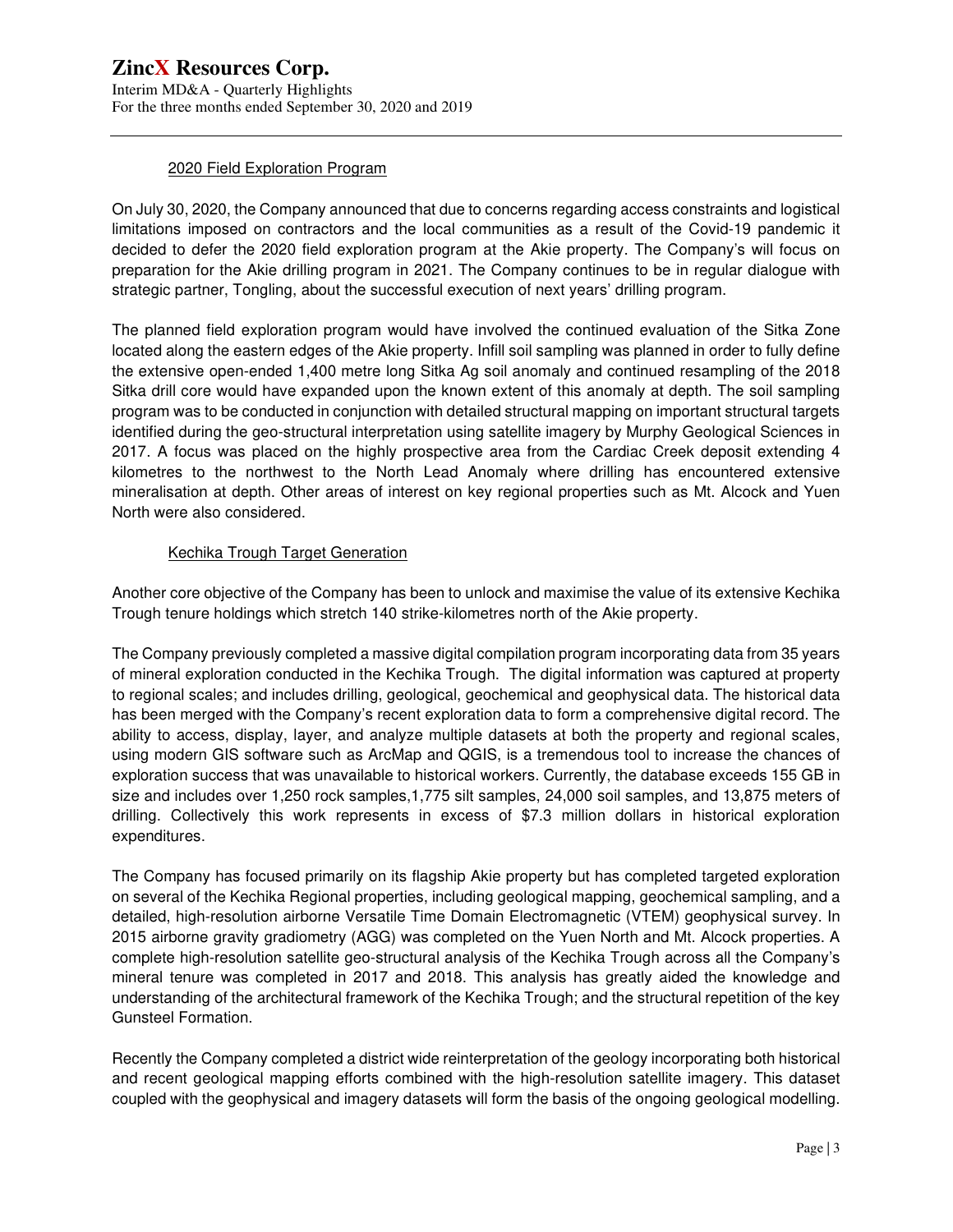### 2020 Field Exploration Program

On July 30, 2020, the Company announced that due to concerns regarding access constraints and logistical limitations imposed on contractors and the local communities as a result of the Covid-19 pandemic it decided to defer the 2020 field exploration program at the Akie property. The Company's will focus on preparation for the Akie drilling program in 2021. The Company continues to be in regular dialogue with strategic partner, Tongling, about the successful execution of next years' drilling program.

The planned field exploration program would have involved the continued evaluation of the Sitka Zone located along the eastern edges of the Akie property. Infill soil sampling was planned in order to fully define the extensive open-ended 1,400 metre long Sitka Ag soil anomaly and continued resampling of the 2018 Sitka drill core would have expanded upon the known extent of this anomaly at depth. The soil sampling program was to be conducted in conjunction with detailed structural mapping on important structural targets identified during the geo-structural interpretation using satellite imagery by Murphy Geological Sciences in 2017. A focus was placed on the highly prospective area from the Cardiac Creek deposit extending 4 kilometres to the northwest to the North Lead Anomaly where drilling has encountered extensive mineralisation at depth. Other areas of interest on key regional properties such as Mt. Alcock and Yuen North were also considered.

### Kechika Trough Target Generation

Another core objective of the Company has been to unlock and maximise the value of its extensive Kechika Trough tenure holdings which stretch 140 strike-kilometres north of the Akie property.

The Company previously completed a massive digital compilation program incorporating data from 35 years of mineral exploration conducted in the Kechika Trough. The digital information was captured at property to regional scales; and includes drilling, geological, geochemical and geophysical data. The historical data has been merged with the Company's recent exploration data to form a comprehensive digital record. The ability to access, display, layer, and analyze multiple datasets at both the property and regional scales, using modern GIS software such as ArcMap and QGIS, is a tremendous tool to increase the chances of exploration success that was unavailable to historical workers. Currently, the database exceeds 155 GB in size and includes over 1,250 rock samples,1,775 silt samples, 24,000 soil samples, and 13,875 meters of drilling. Collectively this work represents in excess of $7.3 million dollars in historical exploration expenditures.

The Company has focused primarily on its flagship Akie property but has completed targeted exploration on several of the Kechika Regional properties, including geological mapping, geochemical sampling, and a detailed, high-resolution airborne Versatile Time Domain Electromagnetic (VTEM) geophysical survey. In 2015 airborne gravity gradiometry (AGG) was completed on the Yuen North and Mt. Alcock properties. A complete high-resolution satellite geo-structural analysis of the Kechika Trough across all the Company's mineral tenure was completed in 2017 and 2018. This analysis has greatly aided the knowledge and understanding of the architectural framework of the Kechika Trough; and the structural repetition of the key Gunsteel Formation.

Recently the Company completed a district wide reinterpretation of the geology incorporating both historical and recent geological mapping efforts combined with the high-resolution satellite imagery. This dataset coupled with the geophysical and imagery datasets will form the basis of the ongoing geological modelling.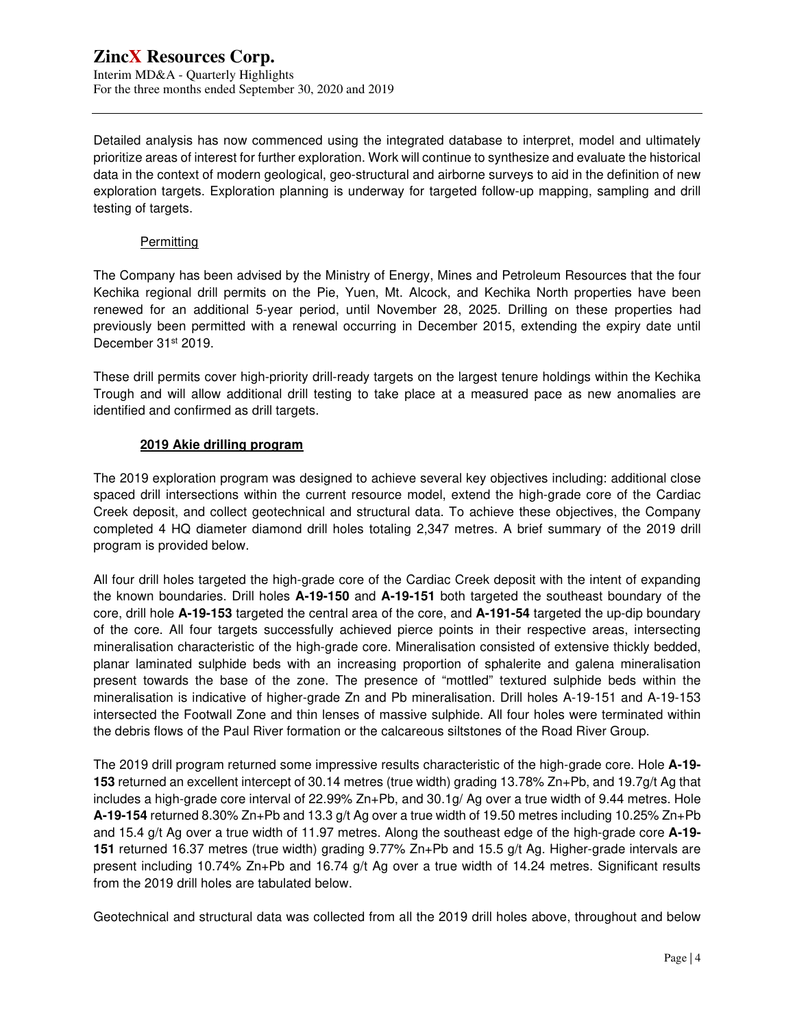Detailed analysis has now commenced using the integrated database to interpret, model and ultimately prioritize areas of interest for further exploration. Work will continue to synthesize and evaluate the historical data in the context of modern geological, geo-structural and airborne surveys to aid in the definition of new exploration targets. Exploration planning is underway for targeted follow-up mapping, sampling and drill testing of targets.

Permitting

The Company has been advised by the Ministry of Energy, Mines and Petroleum Resources that the four Kechika regional drill permits on the Pie, Yuen, Mt. Alcock, and Kechika North properties have been renewed for an additional 5-year period, until November 28, 2025. Drilling on these properties had previously been permitted with a renewal occurring in December 2015, extending the expiry date until December 31st 2019.

These drill permits cover high-priority drill-ready targets on the largest tenure holdings within the Kechika Trough and will allow additional drill testing to take place at a measured pace as new anomalies are identified and confirmed as drill targets.

**2019 Akie drilling program**

The 2019 exploration program was designed to achieve several key objectives including: additional close spaced drill intersections within the current resource model, extend the high-grade core of the Cardiac Creek deposit, and collect geotechnical and structural data. To achieve these objectives, the Company completed 4 HQ diameter diamond drill holes totaling 2,347 metres. A brief summary of the 2019 drill program is provided below.

All four drill holes targeted the high-grade core of the Cardiac Creek deposit with the intent of expanding the known boundaries. Drill holes **A-19-150** and **A-19-151** both targeted the southeast boundary of the core, drill hole **A-19-153** targeted the central area of the core, and **A-191-54** targeted the up-dip boundary of the core. All four targets successfully achieved pierce points in their respective areas, intersecting mineralisation characteristic of the high-grade core. Mineralisation consisted of extensive thickly bedded, planar laminated sulphide beds with an increasing proportion of sphalerite and galena mineralisation present towards the base of the zone. The presence of "mottled" textured sulphide beds within the mineralisation is indicative of higher-grade Zn and Pb mineralisation. Drill holes A-19-151 and A-19-153 intersected the Footwall Zone and thin lenses of massive sulphide. All four holes were terminated within the debris flows of the Paul River formation or the calcareous siltstones of the Road River Group.

The 2019 drill program returned some impressive results characteristic of the high-grade core. Hole **A-19-153** returned an excellent intercept of 30.14 metres (true width) grading 13.78% Zn+Pb, and 19.7g/t Ag that includes a high-grade core interval of 22.99% Zn+Pb, and 30.1g/ Ag over a true width of 9.44 metres. Hole **A-19-154** returned 8.30% Zn+Pb and 13.3 g/t Ag over a true width of 19.50 metres including 10.25% Zn+Pb and 15.4 g/t Ag over a true width of 11.97 metres. Along the southeast edge of the high-grade core **A-19-151** returned 16.37 metres (true width) grading 9.77% Zn+Pb and 15.5 g/t Ag. Higher-grade intervals are present including 10.74% Zn+Pb and 16.74 g/t Ag over a true width of 14.24 metres. Significant results from the 2019 drill holes are tabulated below.

Geotechnical and structural data was collected from all the 2019 drill holes above, throughout and below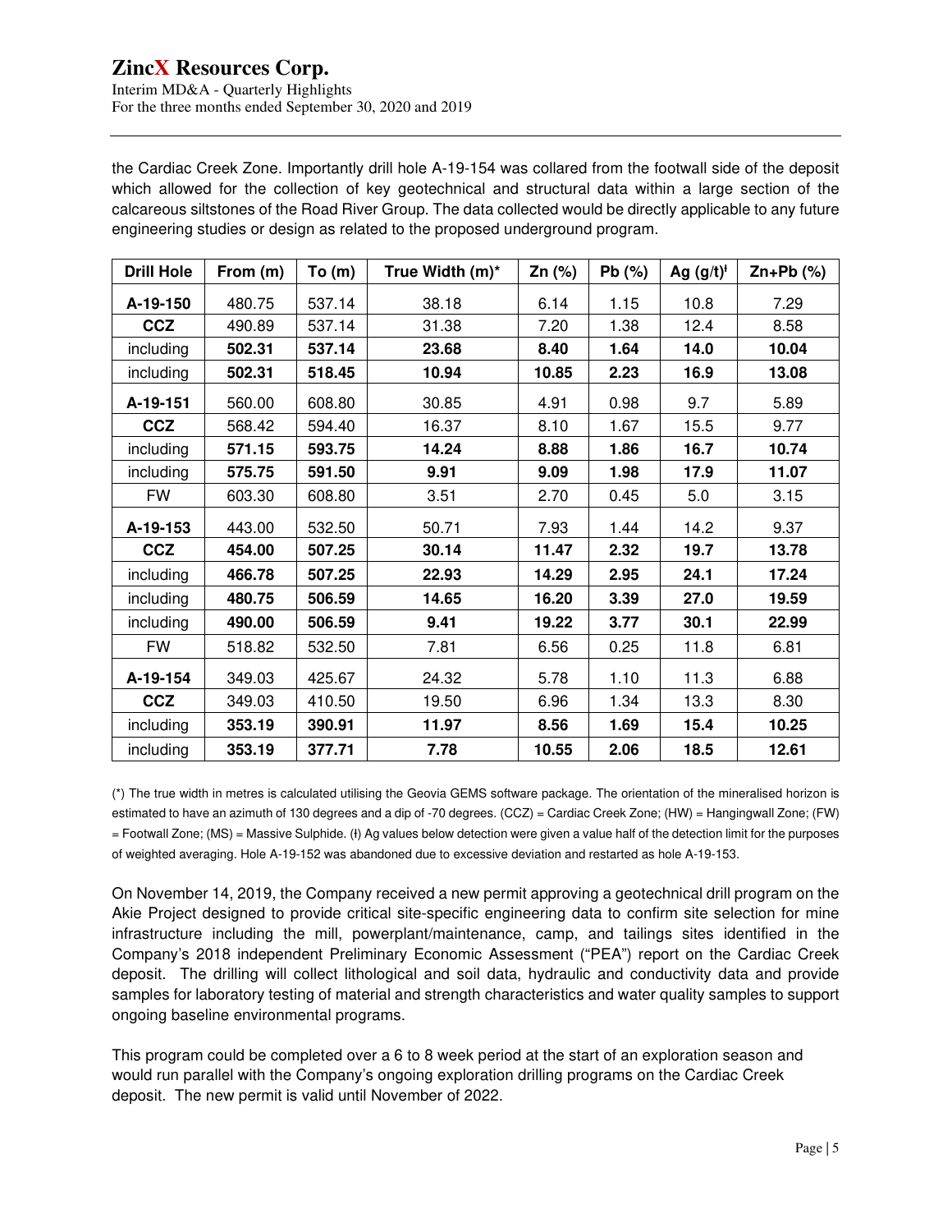the Cardiac Creek Zone. Importantly drill hole A-19-154 was collared from the footwall side of the deposit which allowed for the collection of key geotechnical and structural data within a large section of the calcareous siltstones of the Road River Group. The data collected would be directly applicable to any future engineering studies or design as related to the proposed underground program.

| Drill Hole | From (m) | To (m) | True Width (m)* | Zn (%) | Pb (%) | Ag (g/t)ᵻ | Zn+Pb (%) |
|---|---|---|---|---|---|---|---|
| **A-19-150** | 480.75 | 537.14 | 38.18 | 6.14 | 1.15 | 10.8 | 7.29 |
| **CCZ** | 490.89 | 537.14 | 31.38 | 7.20 | 1.38 | 12.4 | 8.58 |
| including | **502.31** | **537.14** | **23.68** | **8.40** | **1.64** | **14.0** | **10.04** |
| including | **502.31** | **518.45** | **10.94** | **10.85** | **2.23** | **16.9** | **13.08** |
| **A-19-151** | 560.00 | 608.80 | 30.85 | 4.91 | 0.98 | 9.7 | 5.89 |
| **CCZ** | 568.42 | 594.40 | 16.37 | 8.10 | 1.67 | 15.5 | 9.77 |
| including | **571.15** | **593.75** | **14.24** | **8.88** | **1.86** | **16.7** | **10.74** |
| including | **575.75** | **591.50** | **9.91** | **9.09** | **1.98** | **17.9** | **11.07** |
| FW | 603.30 | 608.80 | 3.51 | 2.70 | 0.45 | 5.0 | 3.15 |
| **A-19-153** | 443.00 | 532.50 | 50.71 | 7.93 | 1.44 | 14.2 | 9.37 |
| **CCZ** | **454.00** | **507.25** | **30.14** | **11.47** | **2.32** | **19.7** | **13.78** |
| including | **466.78** | **507.25** | **22.93** | **14.29** | **2.95** | **24.1** | **17.24** |
| including | **480.75** | **506.59** | **14.65** | **16.20** | **3.39** | **27.0** | **19.59** |
| including | **490.00** | **506.59** | **9.41** | **19.22** | **3.77** | **30.1** | **22.99** |
| FW | 518.82 | 532.50 | 7.81 | 6.56 | 0.25 | 11.8 | 6.81 |
| **A-19-154** | 349.03 | 425.67 | 24.32 | 5.78 | 1.10 | 11.3 | 6.88 |
| **CCZ** | 349.03 | 410.50 | 19.50 | 6.96 | 1.34 | 13.3 | 8.30 |
| including | **353.19** | **390.91** | **11.97** | **8.56** | **1.69** | **15.4** | **10.25** |
| including | **353.19** | **377.71** | **7.78** | **10.55** | **2.06** | **18.5** | **12.61** |

(*) The true width in metres is calculated utilising the Geovia GEMS software package. The orientation of the mineralised horizon is estimated to have an azimuth of 130 degrees and a dip of -70 degrees. (CCZ) = Cardiac Creek Zone; (HW) = Hangingwall Zone; (FW) = Footwall Zone; (MS) = Massive Sulphide. (ᵻ) Ag values below detection were given a value half of the detection limit for the purposes of weighted averaging. Hole A-19-152 was abandoned due to excessive deviation and restarted as hole A-19-153.

On November 14, 2019, the Company received a new permit approving a geotechnical drill program on the Akie Project designed to provide critical site-specific engineering data to confirm site selection for mine infrastructure including the mill, powerplant/maintenance, camp, and tailings sites identified in the Company's 2018 independent Preliminary Economic Assessment ("PEA") report on the Cardiac Creek deposit. The drilling will collect lithological and soil data, hydraulic and conductivity data and provide samples for laboratory testing of material and strength characteristics and water quality samples to support ongoing baseline environmental programs.

This program could be completed over a 6 to 8 week period at the start of an exploration season and would run parallel with the Company's ongoing exploration drilling programs on the Cardiac Creek deposit. The new permit is valid until November of 2022.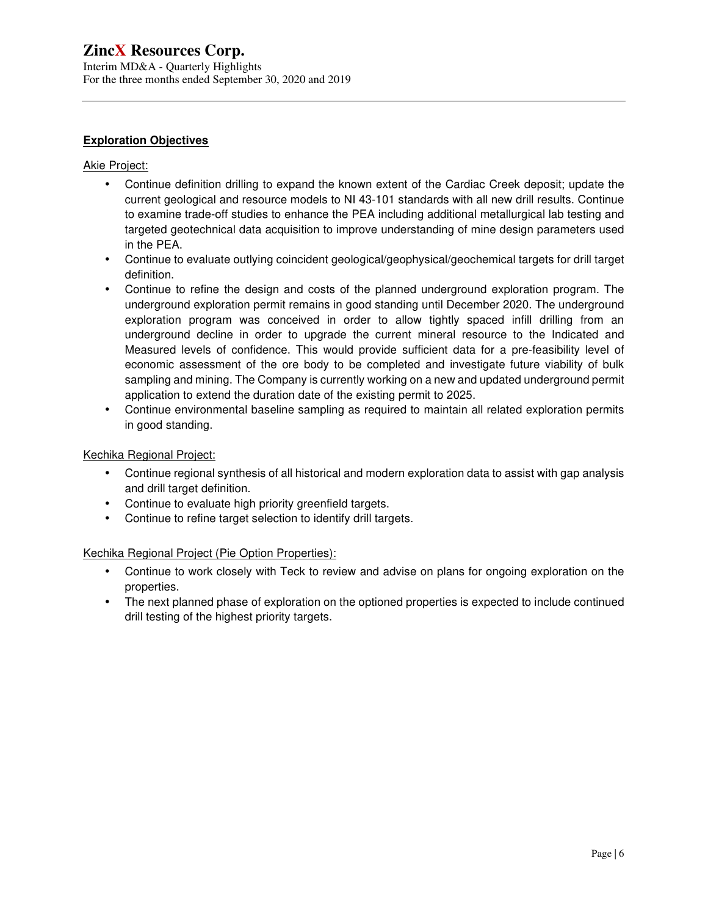## Exploration Objectives

Akie Project:

- Continue definition drilling to expand the known extent of the Cardiac Creek deposit; update the current geological and resource models to NI 43-101 standards with all new drill results. Continue to examine trade-off studies to enhance the PEA including additional metallurgical lab testing and targeted geotechnical data acquisition to improve understanding of mine design parameters used in the PEA.
- Continue to evaluate outlying coincident geological/geophysical/geochemical targets for drill target definition.
- Continue to refine the design and costs of the planned underground exploration program. The underground exploration permit remains in good standing until December 2020. The underground exploration program was conceived in order to allow tightly spaced infill drilling from an underground decline in order to upgrade the current mineral resource to the Indicated and Measured levels of confidence. This would provide sufficient data for a pre-feasibility level of economic assessment of the ore body to be completed and investigate future viability of bulk sampling and mining. The Company is currently working on a new and updated underground permit application to extend the duration date of the existing permit to 2025.
- Continue environmental baseline sampling as required to maintain all related exploration permits in good standing.

Kechika Regional Project:

- Continue regional synthesis of all historical and modern exploration data to assist with gap analysis and drill target definition.
- Continue to evaluate high priority greenfield targets.
- Continue to refine target selection to identify drill targets.

Kechika Regional Project (Pie Option Properties):

- Continue to work closely with Teck to review and advise on plans for ongoing exploration on the properties.
- The next planned phase of exploration on the optioned properties is expected to include continued drill testing of the highest priority targets.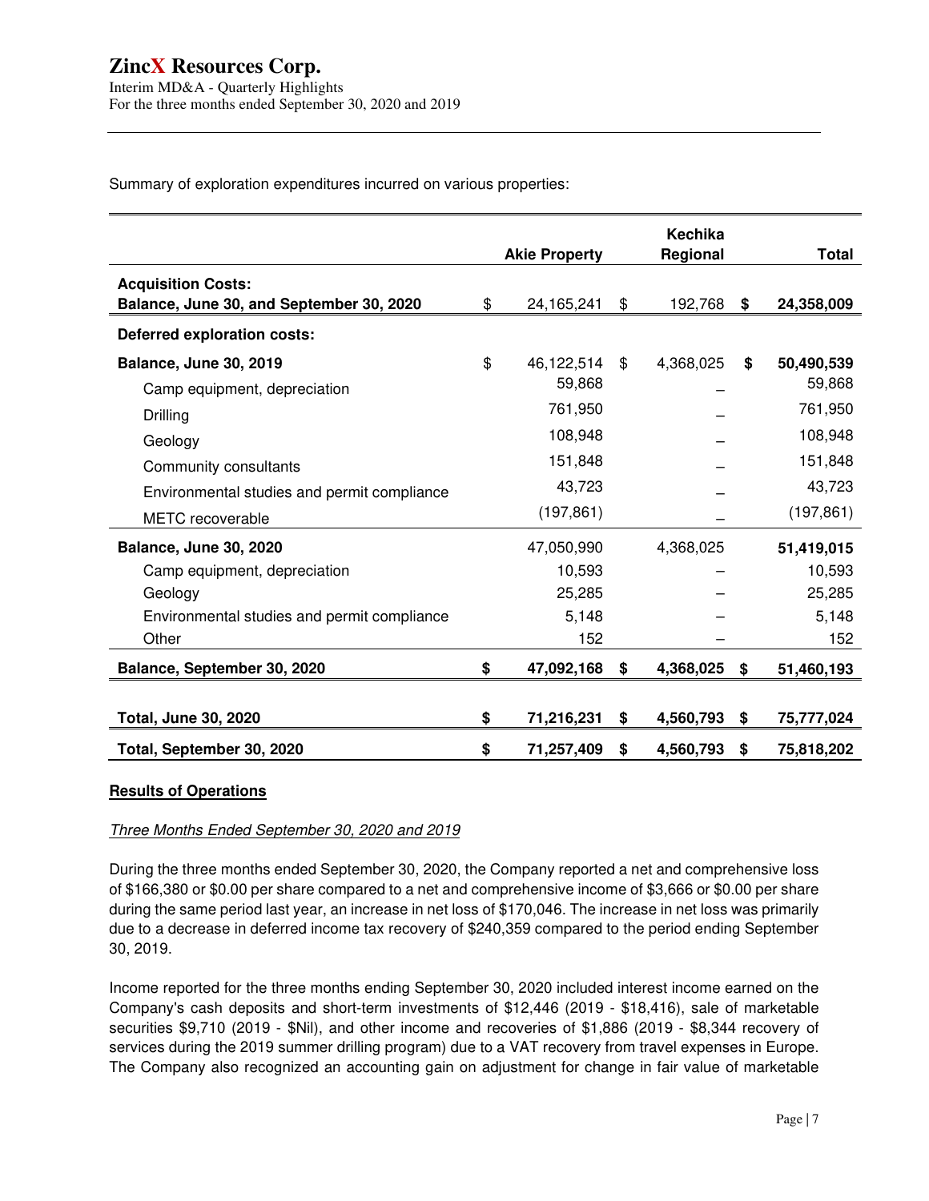Summary of exploration expenditures incurred on various properties:

| | Akie Property | Kechika Regional | Total |
|---|---|---|---|
| **Acquisition Costs:** | | | |
| **Balance, June 30, and September 30, 2020** | $ 24,165,241 | $ 192,768 | **$ 24,358,009** |
| **Deferred exploration costs:** | | | |
| **Balance, June 30, 2019** | $ 46,122,514 | $ 4,368,025 | **$ 50,490,539** |
| Camp equipment, depreciation | 59,868 | – | 59,868 |
| Drilling | 761,950 | – | 761,950 |
| Geology | 108,948 | – | 108,948 |
| Community consultants | 151,848 | – | 151,848 |
| Environmental studies and permit compliance | 43,723 | – | 43,723 |
| METC recoverable | (197,861) | – | (197,861) |
| **Balance, June 30, 2020** | 47,050,990 | 4,368,025 | **51,419,015** |
| Camp equipment, depreciation | 10,593 | – | 10,593 |
| Geology | 25,285 | – | 25,285 |
| Environmental studies and permit compliance | 5,148 | – | 5,148 |
| Other | 152 | – | 152 |
| **Balance, September 30, 2020** | **$ 47,092,168** | **$ 4,368,025** | **$ 51,460,193** |
| **Total, June 30, 2020** | **$ 71,216,231** | **$ 4,560,793** | **$ 75,777,024** |
| **Total, September 30, 2020** | **$ 71,257,409** | **$ 4,560,793** | **$ 75,818,202** |

## Results of Operations

*Three Months Ended September 30, 2020 and 2019*

During the three months ended September 30, 2020, the Company reported a net and comprehensive loss of $166,380 or $0.00 per share compared to a net and comprehensive income of $3,666 or $0.00 per share during the same period last year, an increase in net loss of $170,046. The increase in net loss was primarily due to a decrease in deferred income tax recovery of $240,359 compared to the period ending September 30, 2019.

Income reported for the three months ending September 30, 2020 included interest income earned on the Company's cash deposits and short-term investments of $12,446 (2019 - $18,416), sale of marketable securities $9,710 (2019 - $Nil), and other income and recoveries of $1,886 (2019 - $8,344 recovery of services during the 2019 summer drilling program) due to a VAT recovery from travel expenses in Europe. The Company also recognized an accounting gain on adjustment for change in fair value of marketable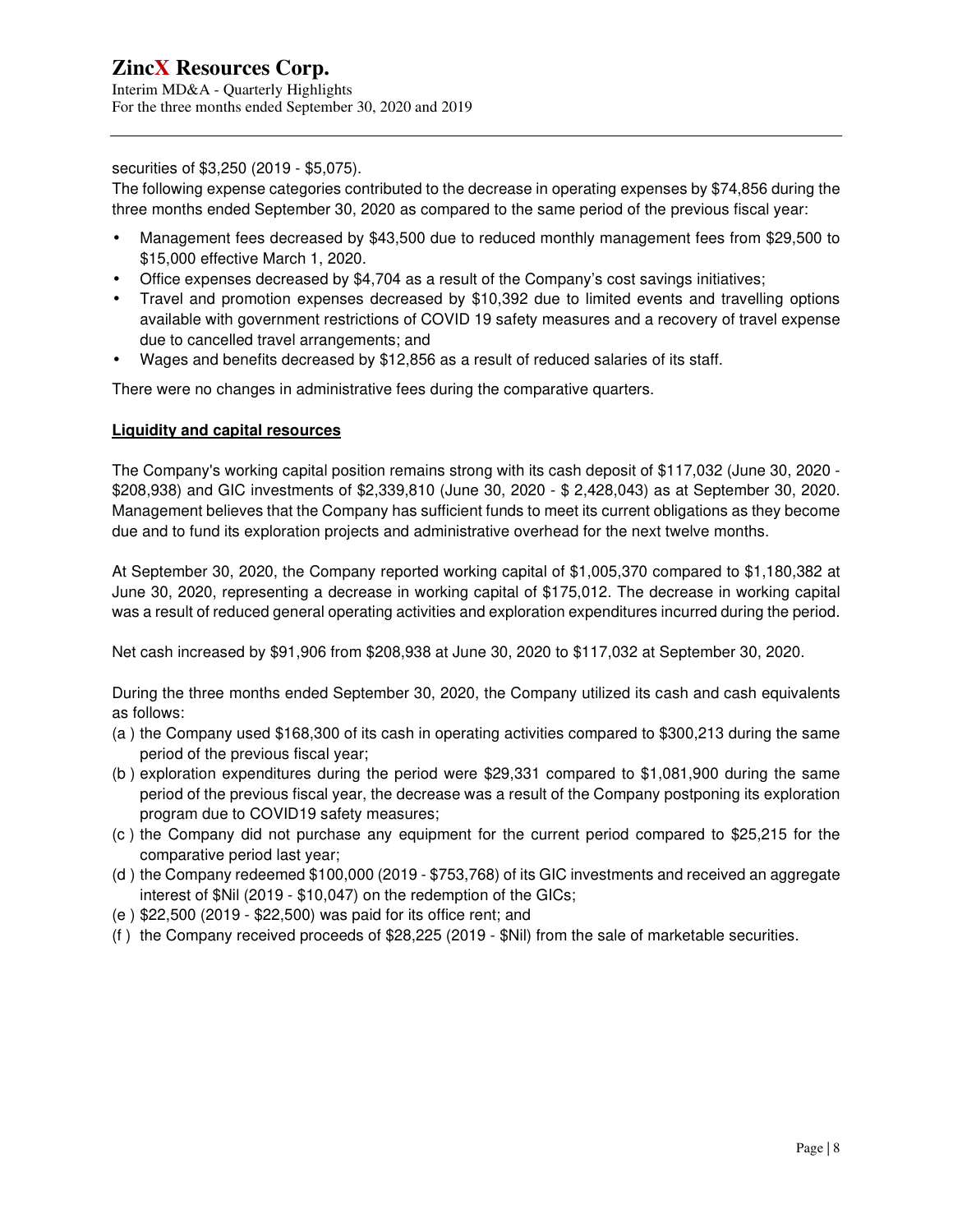securities of $3,250 (2019 - $5,075).

The following expense categories contributed to the decrease in operating expenses by $74,856 during the three months ended September 30, 2020 as compared to the same period of the previous fiscal year:

- Management fees decreased by $43,500 due to reduced monthly management fees from $29,500 to $15,000 effective March 1, 2020.
- Office expenses decreased by $4,704 as a result of the Company's cost savings initiatives;
- Travel and promotion expenses decreased by $10,392 due to limited events and travelling options available with government restrictions of COVID 19 safety measures and a recovery of travel expense due to cancelled travel arrangements; and
- Wages and benefits decreased by $12,856 as a result of reduced salaries of its staff.

There were no changes in administrative fees during the comparative quarters.

## Liquidity and capital resources

The Company's working capital position remains strong with its cash deposit of $117,032 (June 30, 2020 - $208,938) and GIC investments of $2,339,810 (June 30, 2020 - $ 2,428,043) as at September 30, 2020. Management believes that the Company has sufficient funds to meet its current obligations as they become due and to fund its exploration projects and administrative overhead for the next twelve months.

At September 30, 2020, the Company reported working capital of $1,005,370 compared to $1,180,382 at June 30, 2020, representing a decrease in working capital of $175,012. The decrease in working capital was a result of reduced general operating activities and exploration expenditures incurred during the period.

Net cash increased by $91,906 from $208,938 at June 30, 2020 to $117,032 at September 30, 2020.

During the three months ended September 30, 2020, the Company utilized its cash and cash equivalents as follows:

(a ) the Company used $168,300 of its cash in operating activities compared to $300,213 during the same period of the previous fiscal year;

(b ) exploration expenditures during the period were $29,331 compared to $1,081,900 during the same period of the previous fiscal year, the decrease was a result of the Company postponing its exploration program due to COVID19 safety measures;

(c ) the Company did not purchase any equipment for the current period compared to $25,215 for the comparative period last year;

(d ) the Company redeemed $100,000 (2019 - $753,768) of its GIC investments and received an aggregate interest of $Nil (2019 - $10,047) on the redemption of the GICs;

(e ) $22,500 (2019 - $22,500) was paid for its office rent; and

(f ) the Company received proceeds of $28,225 (2019 - $Nil) from the sale of marketable securities.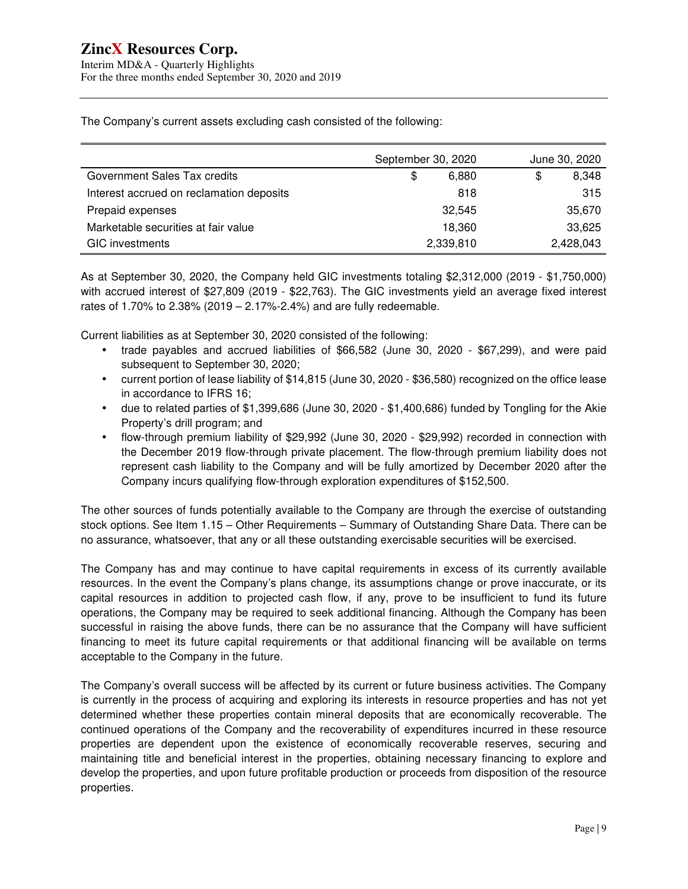The Company's current assets excluding cash consisted of the following:

| | September 30, 2020 | June 30, 2020 |
|---|---|---|
| Government Sales Tax credits | $ 6,880 | $ 8,348 |
| Interest accrued on reclamation deposits | 818 | 315 |
| Prepaid expenses | 32,545 | 35,670 |
| Marketable securities at fair value | 18,360 | 33,625 |
| GIC investments | 2,339,810 | 2,428,043 |

As at September 30, 2020, the Company held GIC investments totaling $2,312,000 (2019 - $1,750,000) with accrued interest of $27,809 (2019 - $22,763). The GIC investments yield an average fixed interest rates of 1.70% to 2.38% (2019 – 2.17%-2.4%) and are fully redeemable.

Current liabilities as at September 30, 2020 consisted of the following:

- trade payables and accrued liabilities of $66,582 (June 30, 2020 - $67,299), and were paid subsequent to September 30, 2020;
- current portion of lease liability of $14,815 (June 30, 2020 - $36,580) recognized on the office lease in accordance to IFRS 16;
- due to related parties of $1,399,686 (June 30, 2020 - $1,400,686) funded by Tongling for the Akie Property's drill program; and
- flow-through premium liability of $29,992 (June 30, 2020 - $29,992) recorded in connection with the December 2019 flow-through private placement. The flow-through premium liability does not represent cash liability to the Company and will be fully amortized by December 2020 after the Company incurs qualifying flow-through exploration expenditures of $152,500.

The other sources of funds potentially available to the Company are through the exercise of outstanding stock options. See Item 1.15 – Other Requirements – Summary of Outstanding Share Data. There can be no assurance, whatsoever, that any or all these outstanding exercisable securities will be exercised.

The Company has and may continue to have capital requirements in excess of its currently available resources. In the event the Company's plans change, its assumptions change or prove inaccurate, or its capital resources in addition to projected cash flow, if any, prove to be insufficient to fund its future operations, the Company may be required to seek additional financing. Although the Company has been successful in raising the above funds, there can be no assurance that the Company will have sufficient financing to meet its future capital requirements or that additional financing will be available on terms acceptable to the Company in the future.

The Company's overall success will be affected by its current or future business activities. The Company is currently in the process of acquiring and exploring its interests in resource properties and has not yet determined whether these properties contain mineral deposits that are economically recoverable. The continued operations of the Company and the recoverability of expenditures incurred in these resource properties are dependent upon the existence of economically recoverable reserves, securing and maintaining title and beneficial interest in the properties, obtaining necessary financing to explore and develop the properties, and upon future profitable production or proceeds from disposition of the resource properties.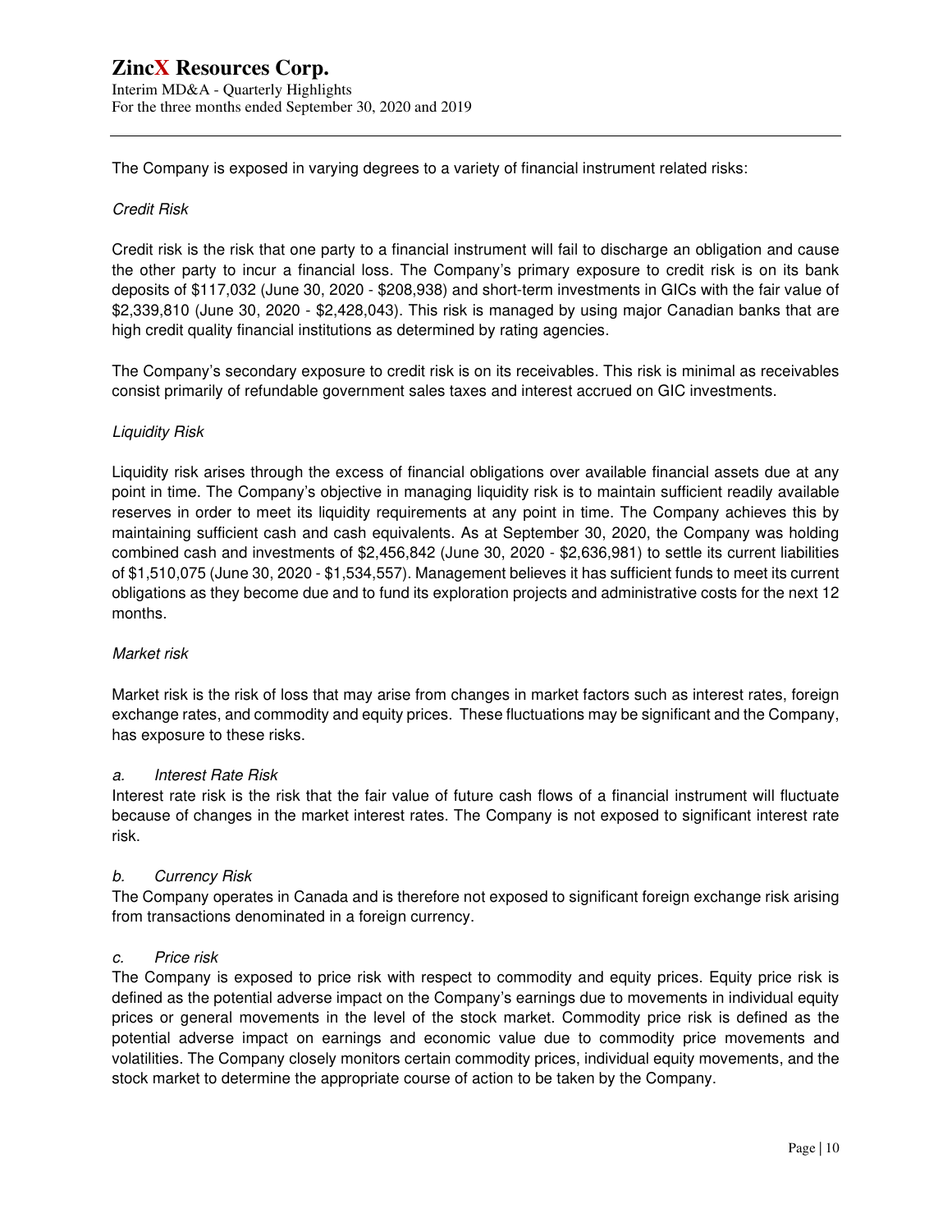The Company is exposed in varying degrees to a variety of financial instrument related risks:

*Credit Risk*

Credit risk is the risk that one party to a financial instrument will fail to discharge an obligation and cause the other party to incur a financial loss. The Company's primary exposure to credit risk is on its bank deposits of $117,032 (June 30, 2020 - $208,938) and short-term investments in GICs with the fair value of $2,339,810 (June 30, 2020 - $2,428,043). This risk is managed by using major Canadian banks that are high credit quality financial institutions as determined by rating agencies.

The Company's secondary exposure to credit risk is on its receivables. This risk is minimal as receivables consist primarily of refundable government sales taxes and interest accrued on GIC investments.

*Liquidity Risk*

Liquidity risk arises through the excess of financial obligations over available financial assets due at any point in time. The Company's objective in managing liquidity risk is to maintain sufficient readily available reserves in order to meet its liquidity requirements at any point in time. The Company achieves this by maintaining sufficient cash and cash equivalents. As at September 30, 2020, the Company was holding combined cash and investments of $2,456,842 (June 30, 2020 - $2,636,981) to settle its current liabilities of $1,510,075 (June 30, 2020 - $1,534,557). Management believes it has sufficient funds to meet its current obligations as they become due and to fund its exploration projects and administrative costs for the next 12 months.

*Market risk*

Market risk is the risk of loss that may arise from changes in market factors such as interest rates, foreign exchange rates, and commodity and equity prices. These fluctuations may be significant and the Company, has exposure to these risks.

*a. Interest Rate Risk*
Interest rate risk is the risk that the fair value of future cash flows of a financial instrument will fluctuate because of changes in the market interest rates. The Company is not exposed to significant interest rate risk.

*b. Currency Risk*
The Company operates in Canada and is therefore not exposed to significant foreign exchange risk arising from transactions denominated in a foreign currency.

*c. Price risk*
The Company is exposed to price risk with respect to commodity and equity prices. Equity price risk is defined as the potential adverse impact on the Company's earnings due to movements in individual equity prices or general movements in the level of the stock market. Commodity price risk is defined as the potential adverse impact on earnings and economic value due to commodity price movements and volatilities. The Company closely monitors certain commodity prices, individual equity movements, and the stock market to determine the appropriate course of action to be taken by the Company.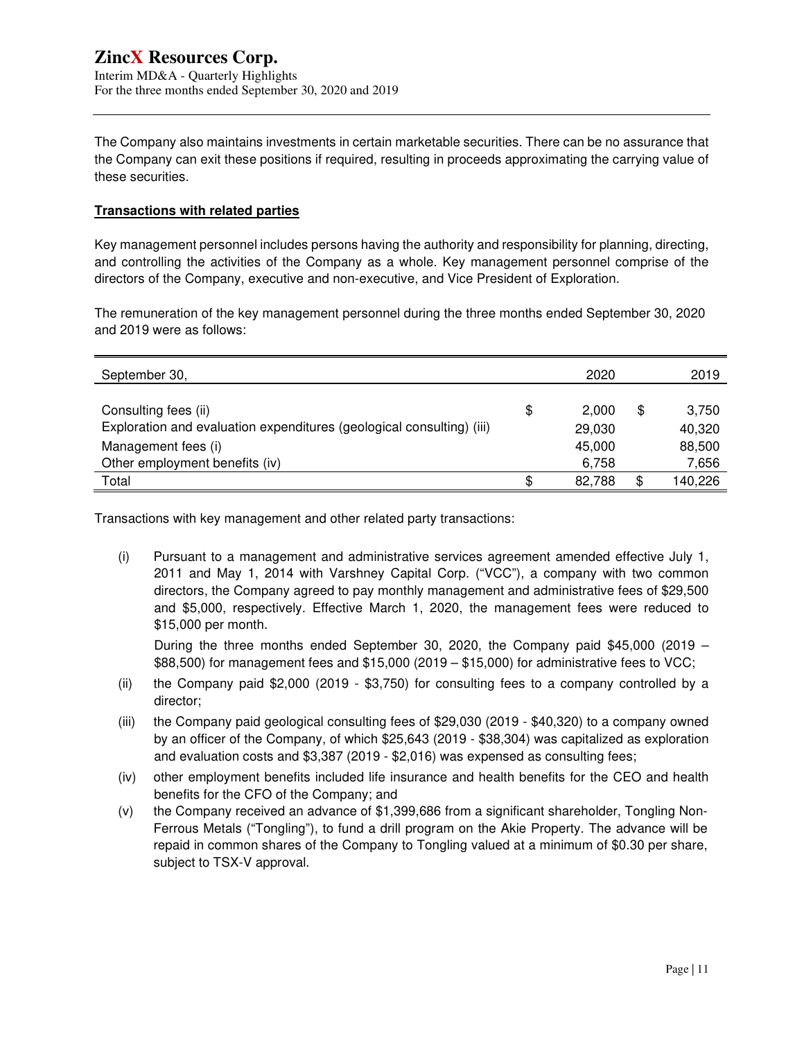The Company also maintains investments in certain marketable securities. There can be no assurance that the Company can exit these positions if required, resulting in proceeds approximating the carrying value of these securities.

**Transactions with related parties**

Key management personnel includes persons having the authority and responsibility for planning, directing, and controlling the activities of the Company as a whole. Key management personnel comprise of the directors of the Company, executive and non-executive, and Vice President of Exploration.

The remuneration of the key management personnel during the three months ended September 30, 2020 and 2019 were as follows:

| September 30, | | 2020 | | 2019 |
|---|---|---|---|---|
| Consulting fees (ii) | $ | 2,000 | $ | 3,750 |
| Exploration and evaluation expenditures (geological consulting) (iii) | | 29,030 | | 40,320 |
| Management fees (i) | | 45,000 | | 88,500 |
| Other employment benefits (iv) | | 6,758 | | 7,656 |
| Total | $ | 82,788 | $ | 140,226 |

Transactions with key management and other related party transactions:

(i) Pursuant to a management and administrative services agreement amended effective July 1, 2011 and May 1, 2014 with Varshney Capital Corp. ("VCC"), a company with two common directors, the Company agreed to pay monthly management and administrative fees of $29,500 and $5,000, respectively. Effective March 1, 2020, the management fees were reduced to $15,000 per month.

During the three months ended September 30, 2020, the Company paid $45,000 (2019 – $88,500) for management fees and $15,000 (2019 – $15,000) for administrative fees to VCC;

(ii) the Company paid $2,000 (2019 - $3,750) for consulting fees to a company controlled by a director;

(iii) the Company paid geological consulting fees of $29,030 (2019 - $40,320) to a company owned by an officer of the Company, of which $25,643 (2019 - $38,304) was capitalized as exploration and evaluation costs and $3,387 (2019 - $2,016) was expensed as consulting fees;

(iv) other employment benefits included life insurance and health benefits for the CEO and health benefits for the CFO of the Company; and

(v) the Company received an advance of $1,399,686 from a significant shareholder, Tongling Non-Ferrous Metals ("Tongling"), to fund a drill program on the Akie Property. The advance will be repaid in common shares of the Company to Tongling valued at a minimum of $0.30 per share, subject to TSX-V approval.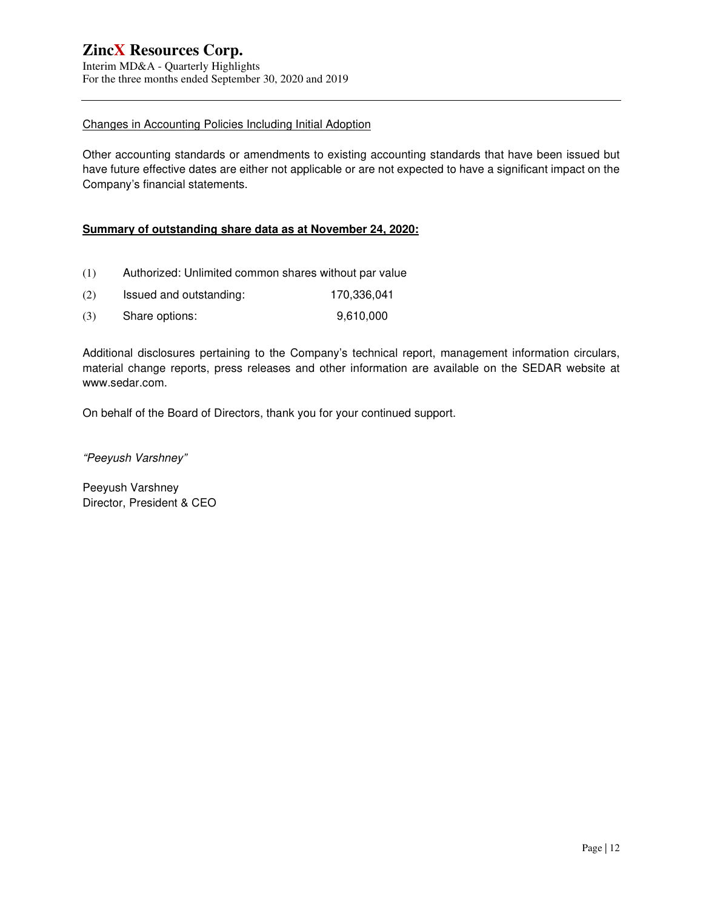Changes in Accounting Policies Including Initial Adoption

Other accounting standards or amendments to existing accounting standards that have been issued but have future effective dates are either not applicable or are not expected to have a significant impact on the Company's financial statements.

**Summary of outstanding share data as at November 24, 2020:**

(1) Authorized: Unlimited common shares without par value

(2) Issued and outstanding: 170,336,041

(3) Share options: 9,610,000

Additional disclosures pertaining to the Company's technical report, management information circulars, material change reports, press releases and other information are available on the SEDAR website at www.sedar.com.

On behalf of the Board of Directors, thank you for your continued support.

*"Peeyush Varshney"*

Peeyush Varshney
Director, President & CEO